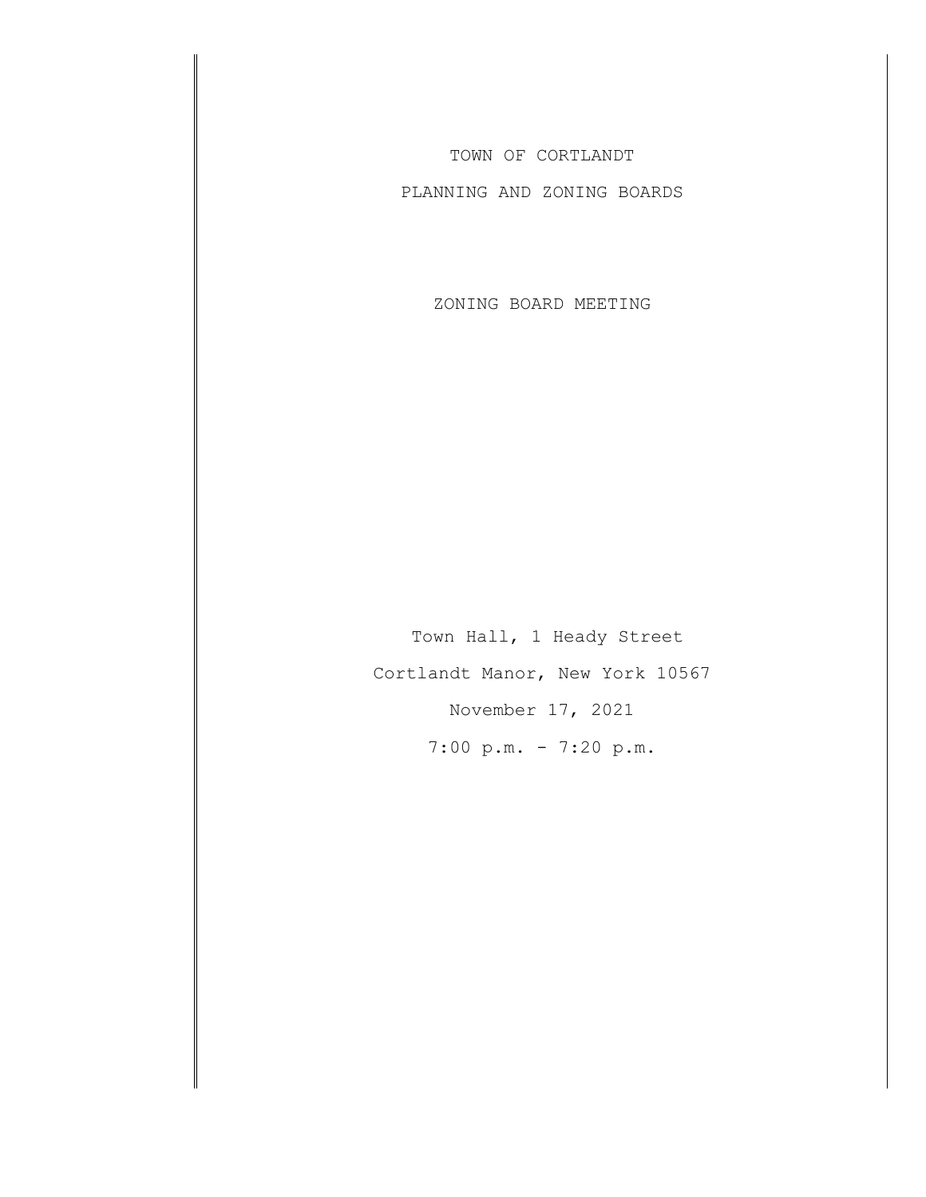# TOWN OF CORTLANDT

## PLANNING AND ZONING BOARDS

## ZONING BOARD MEETING

Town Hall, 1 Heady Street

Cortlandt Manor, New York 10567

November 17, 2021

7:00 p.m. - 7:20 p.m.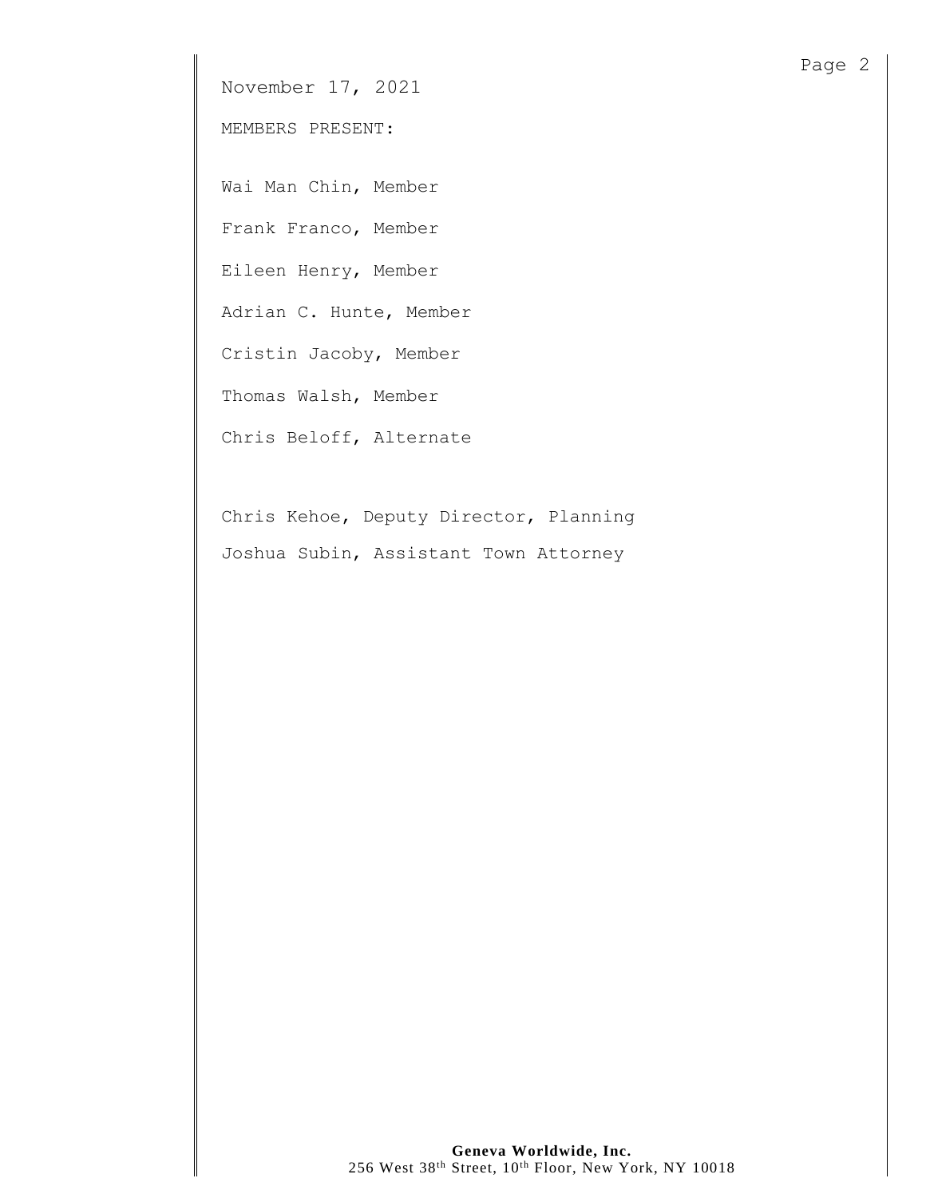November 17, 2021

MEMBERS PRESENT:

Wai Man Chin, Member

Frank Franco, Member

Eileen Henry, Member

Adrian C. Hunte, Member

Cristin Jacoby, Member

Thomas Walsh, Member

Chris Beloff, Alternate

Chris Kehoe, Deputy Director, Planning

Joshua Subin, Assistant Town Attorney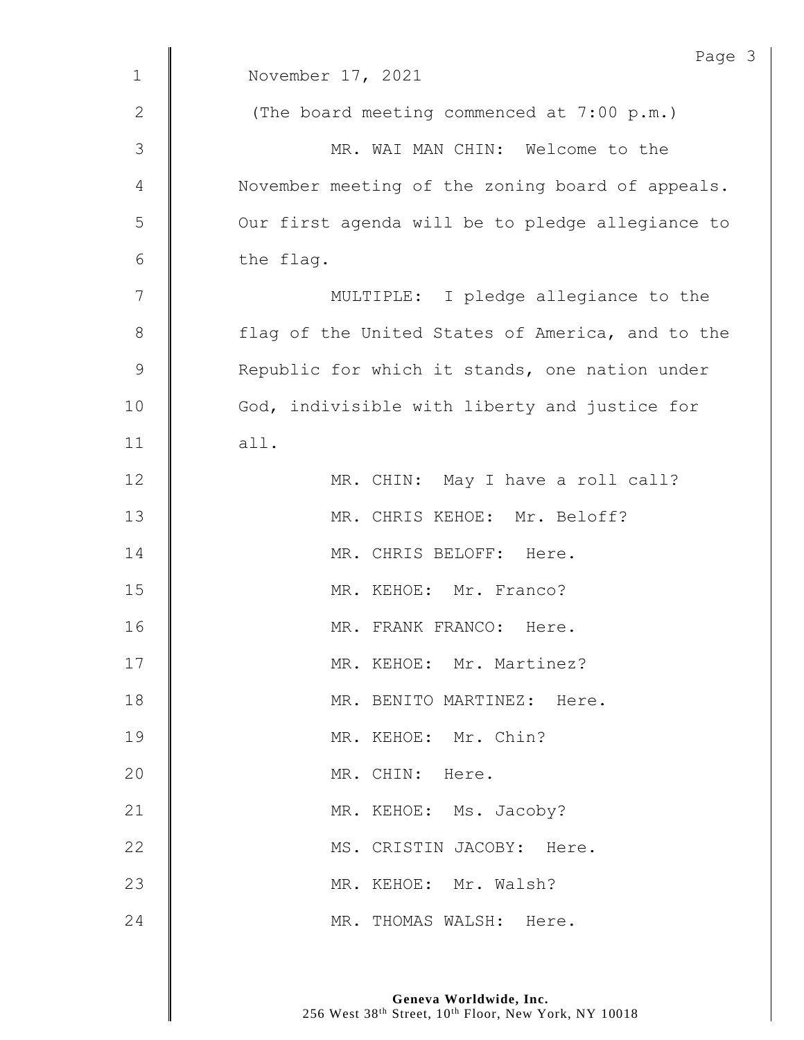November 17, 2021

(The board meeting commenced at 7:00 p.m.)

MR. WAI MAN CHIN: Welcome to the November meeting of the zoning board of appeals. Our first agenda will be to pledge allegiance to the flag.

MULTIPLE: I pledge allegiance to the flag of the United States of America, and to the Republic for which it stands, one nation under God, indivisible with liberty and justice for all.

MR. CHIN: May I have a roll call?

MR. CHRIS KEHOE: Mr. Beloff?

MR. CHRIS BELOFF: Here.

MR. KEHOE: Mr. Franco?

MR. FRANK FRANCO: Here.

MR. KEHOE: Mr. Martinez?

MR. BENITO MARTINEZ: Here.

MR. KEHOE: Mr. Chin?

MR. CHIN: Here.

MR. KEHOE: Ms. Jacoby?

MS. CRISTIN JACOBY: Here.

MR. KEHOE: Mr. Walsh?

MR. THOMAS WALSH: Here.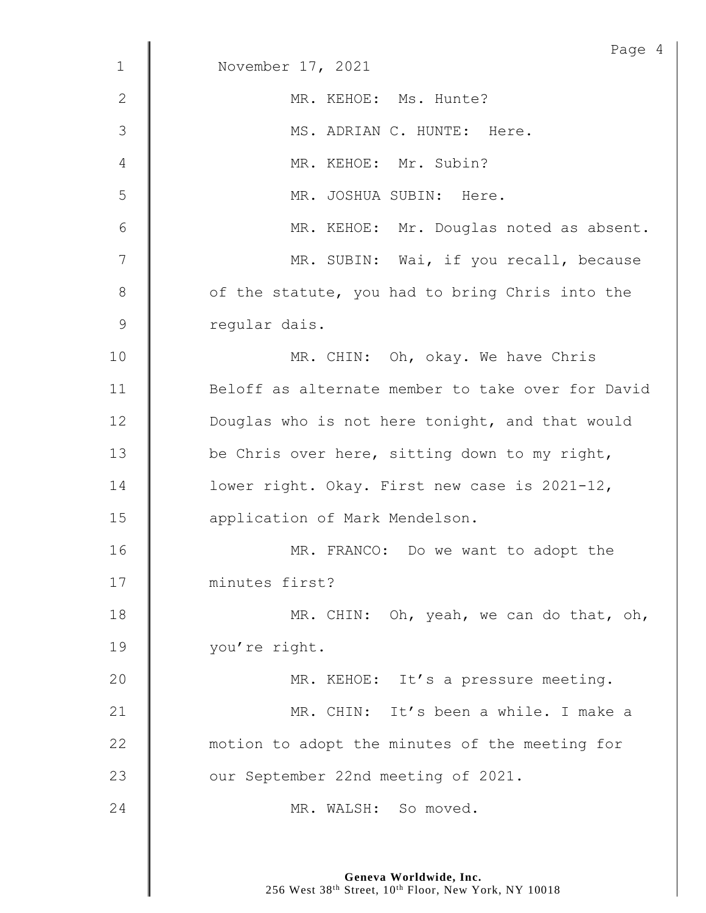November 17, 2021

MR. KEHOE: Ms. Hunte?

MS. ADRIAN C. HUNTE: Here.

MR. KEHOE: Mr. Subin?

MR. JOSHUA SUBIN: Here.

MR. KEHOE: Mr. Douglas noted as absent.

MR. SUBIN: Wai, if you recall, because of the statute, you had to bring Chris into the regular dais.

MR. CHIN: Oh, okay. We have Chris Beloff as alternate member to take over for David Douglas who is not here tonight, and that would be Chris over here, sitting down to my right, lower right. Okay. First new case is 2021-12, application of Mark Mendelson.

MR. FRANCO: Do we want to adopt the minutes first?

MR. CHIN: Oh, yeah, we can do that, oh, you're right.

MR. KEHOE: It's a pressure meeting.

MR. CHIN: It's been a while. I make a motion to adopt the minutes of the meeting for our September 22nd meeting of 2021.

MR. WALSH: So moved.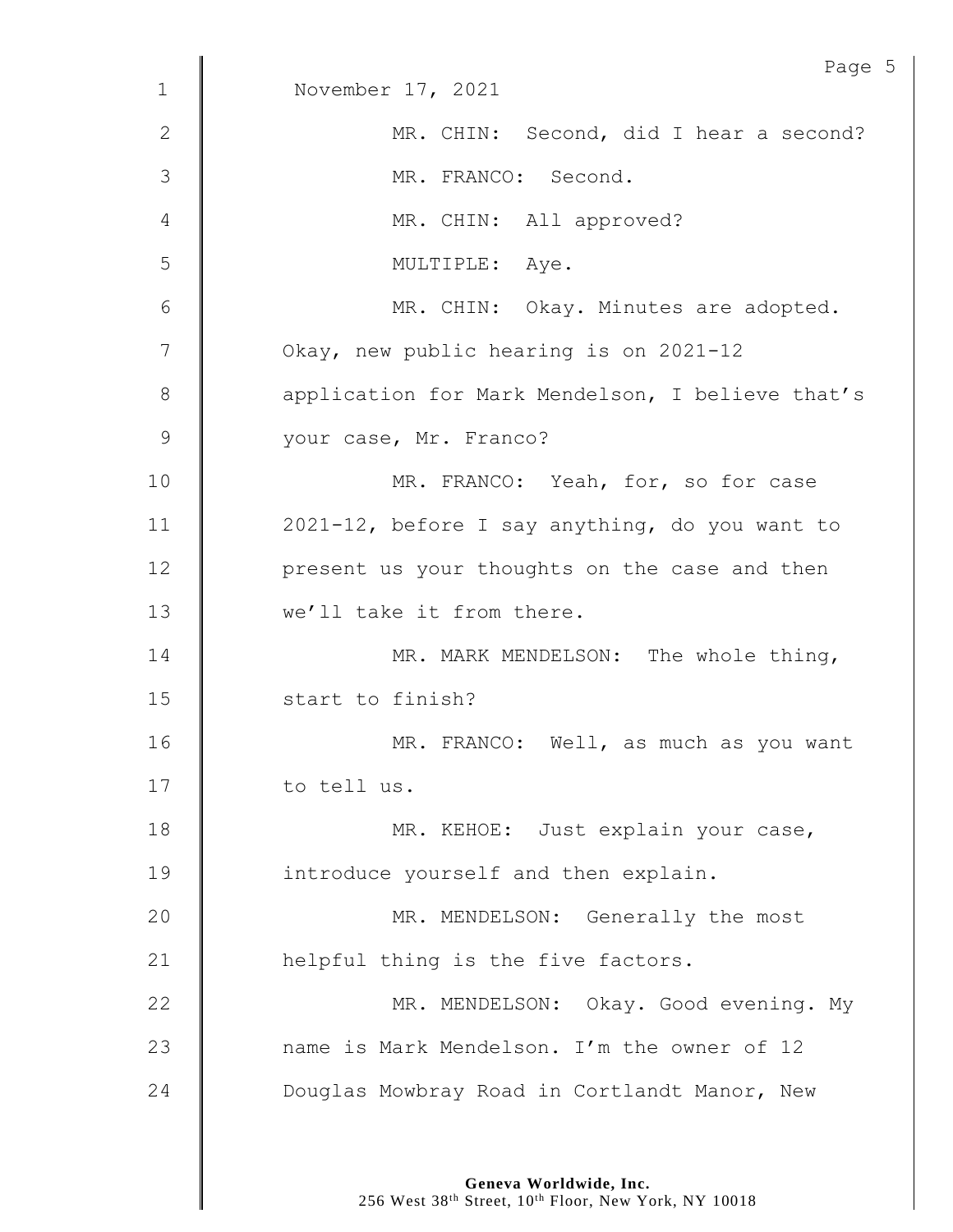November 17, 2021

MR. CHIN: Second, did I hear a second?

MR. FRANCO: Second.

MR. CHIN: All approved?

MULTIPLE: Aye.

MR. CHIN: Okay. Minutes are adopted. Okay, new public hearing is on 2021-12 application for Mark Mendelson, I believe that's your case, Mr. Franco?

MR. FRANCO: Yeah, for, so for case 2021-12, before I say anything, do you want to present us your thoughts on the case and then we'll take it from there.

MR. MARK MENDELSON: The whole thing, start to finish?

MR. FRANCO: Well, as much as you want to tell us.

MR. KEHOE: Just explain your case, introduce yourself and then explain.

MR. MENDELSON: Generally the most helpful thing is the five factors.

MR. MENDELSON: Okay. Good evening. My name is Mark Mendelson. I'm the owner of 12 Douglas Mowbray Road in Cortlandt Manor, New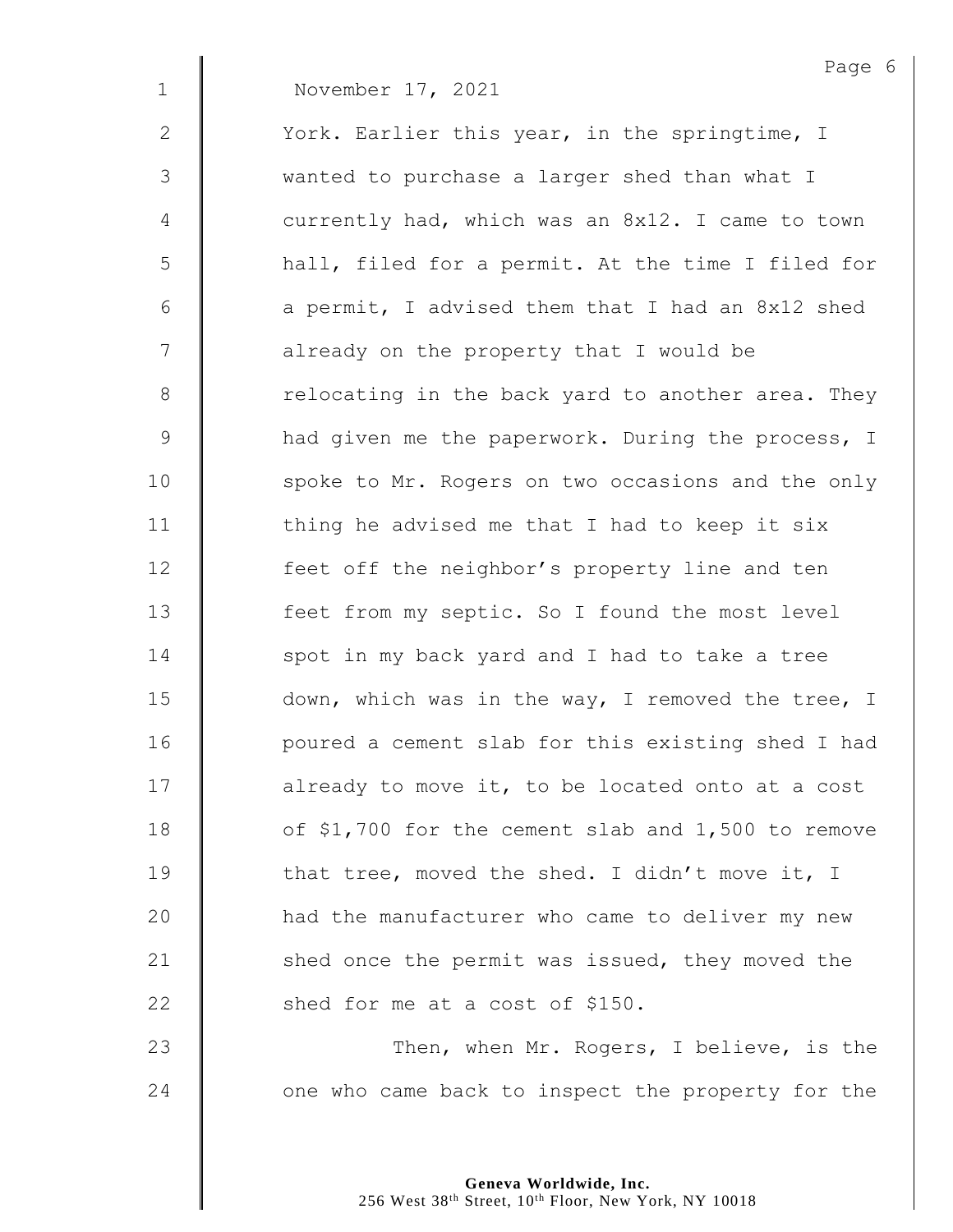November 17, 2021

York. Earlier this year, in the springtime, I wanted to purchase a larger shed than what I currently had, which was an 8x12. I came to town hall, filed for a permit. At the time I filed for a permit, I advised them that I had an 8x12 shed already on the property that I would be relocating in the back yard to another area. They had given me the paperwork. During the process, I spoke to Mr. Rogers on two occasions and the only thing he advised me that I had to keep it six feet off the neighbor's property line and ten feet from my septic. So I found the most level spot in my back yard and I had to take a tree down, which was in the way, I removed the tree, I poured a cement slab for this existing shed I had already to move it, to be located onto at a cost of $1,700 for the cement slab and 1,500 to remove that tree, moved the shed. I didn't move it, I had the manufacturer who came to deliver my new shed once the permit was issued, they moved the shed for me at a cost of $150.

Then, when Mr. Rogers, I believe, is the one who came back to inspect the property for the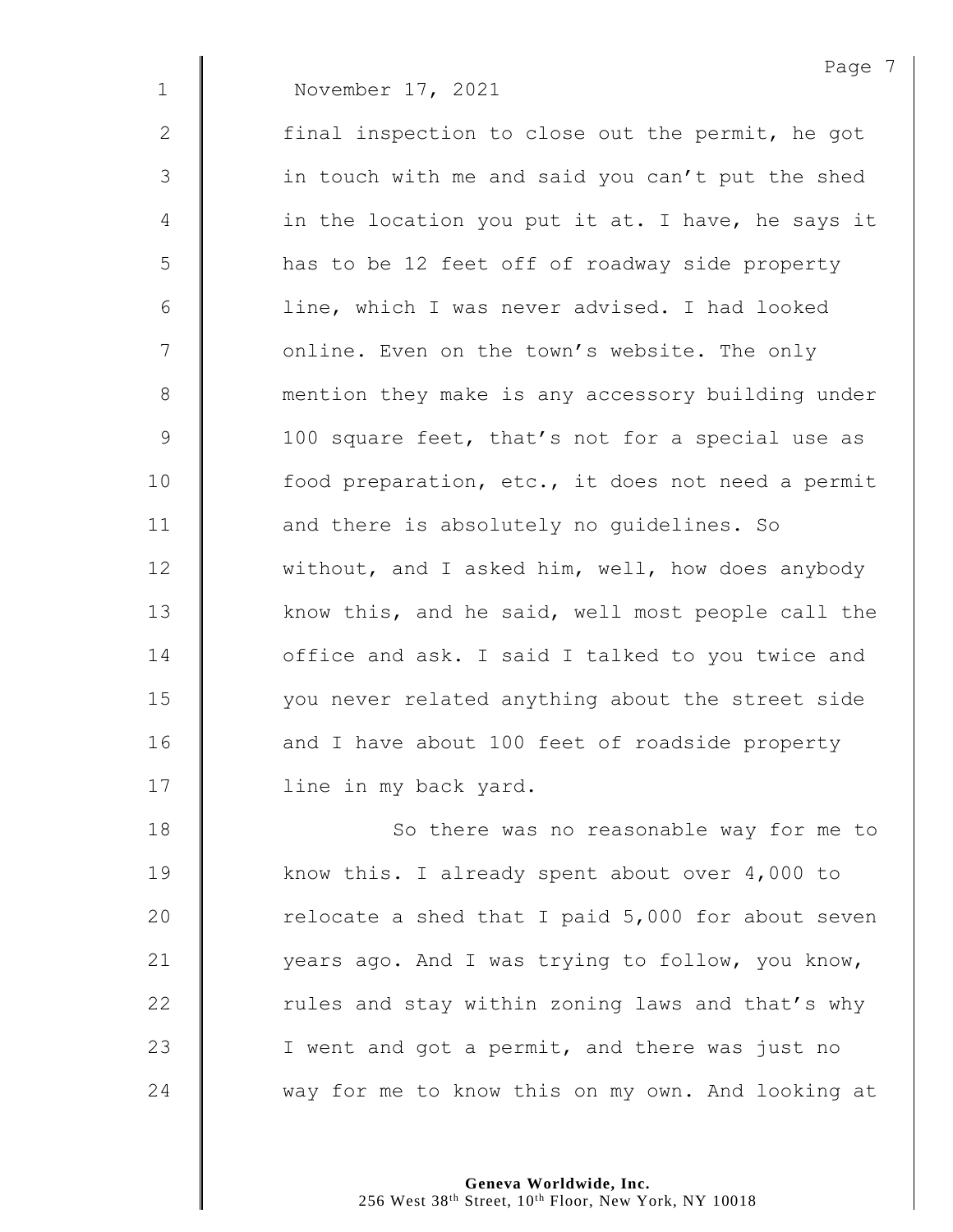November 17, 2021

final inspection to close out the permit, he got in touch with me and said you can't put the shed in the location you put it at. I have, he says it has to be 12 feet off of roadway side property line, which I was never advised. I had looked online. Even on the town's website. The only mention they make is any accessory building under 100 square feet, that's not for a special use as food preparation, etc., it does not need a permit and there is absolutely no guidelines. So without, and I asked him, well, how does anybody know this, and he said, well most people call the office and ask. I said I talked to you twice and you never related anything about the street side and I have about 100 feet of roadside property line in my back yard.

So there was no reasonable way for me to know this. I already spent about over 4,000 to relocate a shed that I paid 5,000 for about seven years ago. And I was trying to follow, you know, rules and stay within zoning laws and that's why I went and got a permit, and there was just no way for me to know this on my own. And looking at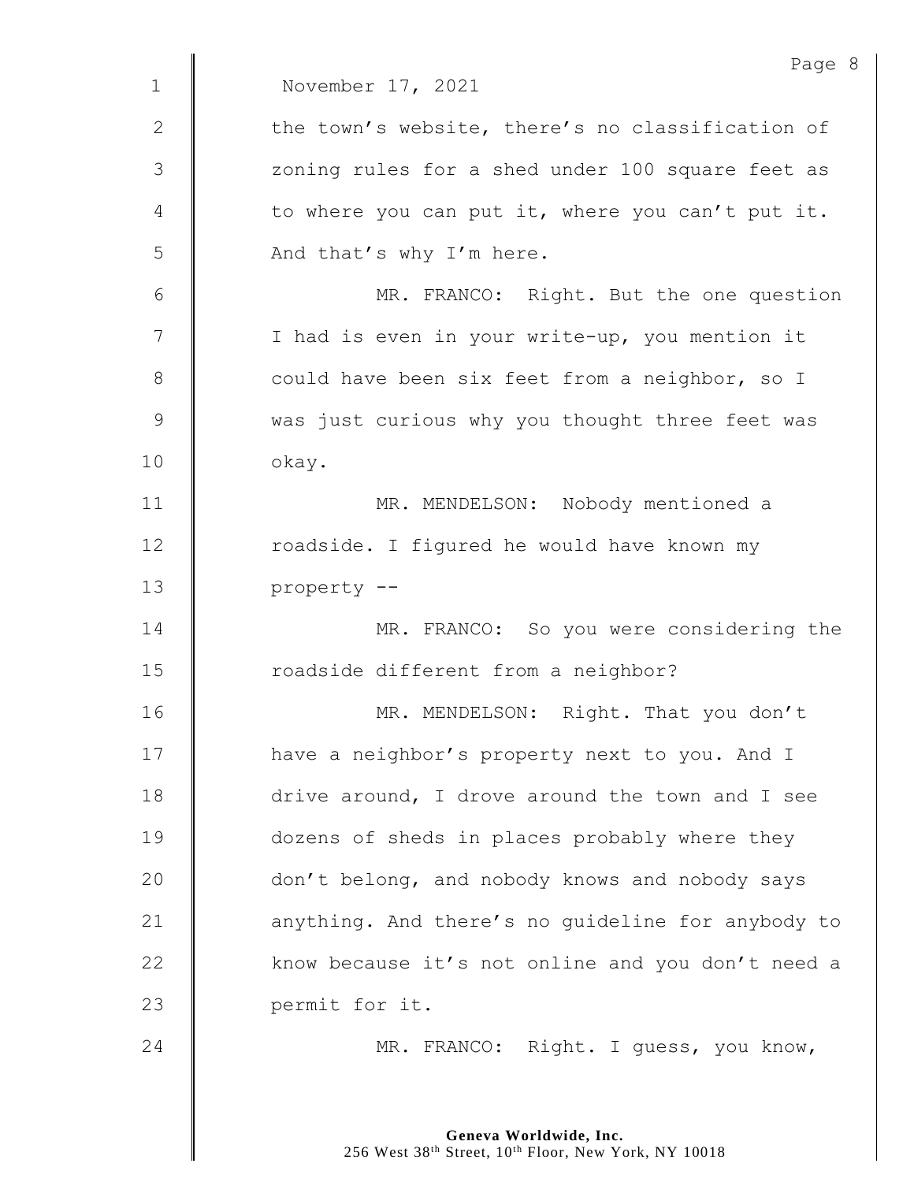November 17, 2021

the town's website, there's no classification of zoning rules for a shed under 100 square feet as to where you can put it, where you can't put it. And that's why I'm here.

MR. FRANCO: Right. But the one question I had is even in your write-up, you mention it could have been six feet from a neighbor, so I was just curious why you thought three feet was okay.

MR. MENDELSON: Nobody mentioned a roadside. I figured he would have known my property --

MR. FRANCO: So you were considering the roadside different from a neighbor?

MR. MENDELSON: Right. That you don't have a neighbor's property next to you. And I drive around, I drove around the town and I see dozens of sheds in places probably where they don't belong, and nobody knows and nobody says anything. And there's no guideline for anybody to know because it's not online and you don't need a permit for it.

MR. FRANCO: Right. I guess, you know,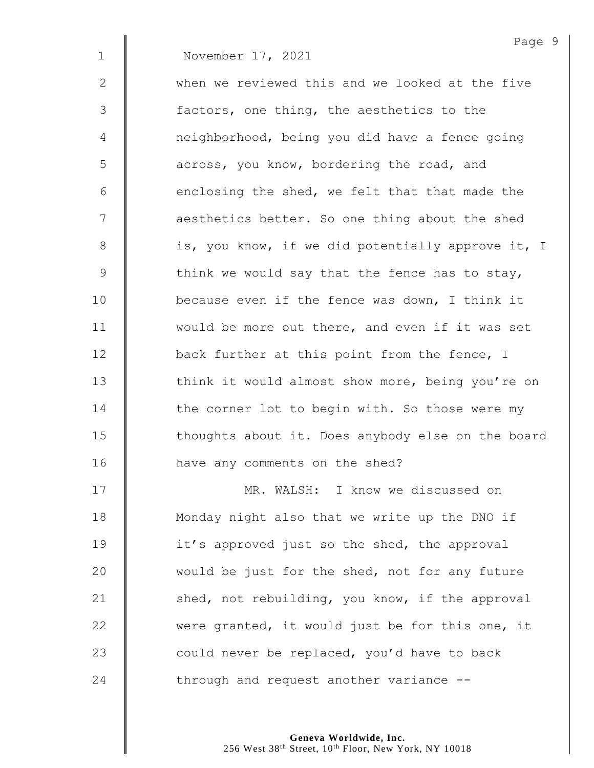November 17, 2021

when we reviewed this and we looked at the five factors, one thing, the aesthetics to the neighborhood, being you did have a fence going across, you know, bordering the road, and enclosing the shed, we felt that that made the aesthetics better. So one thing about the shed is, you know, if we did potentially approve it, I think we would say that the fence has to stay, because even if the fence was down, I think it would be more out there, and even if it was set back further at this point from the fence, I think it would almost show more, being you're on the corner lot to begin with. So those were my thoughts about it. Does anybody else on the board have any comments on the shed?

MR. WALSH: I know we discussed on Monday night also that we write up the DNO if it's approved just so the shed, the approval would be just for the shed, not for any future shed, not rebuilding, you know, if the approval were granted, it would just be for this one, it could never be replaced, you'd have to back through and request another variance --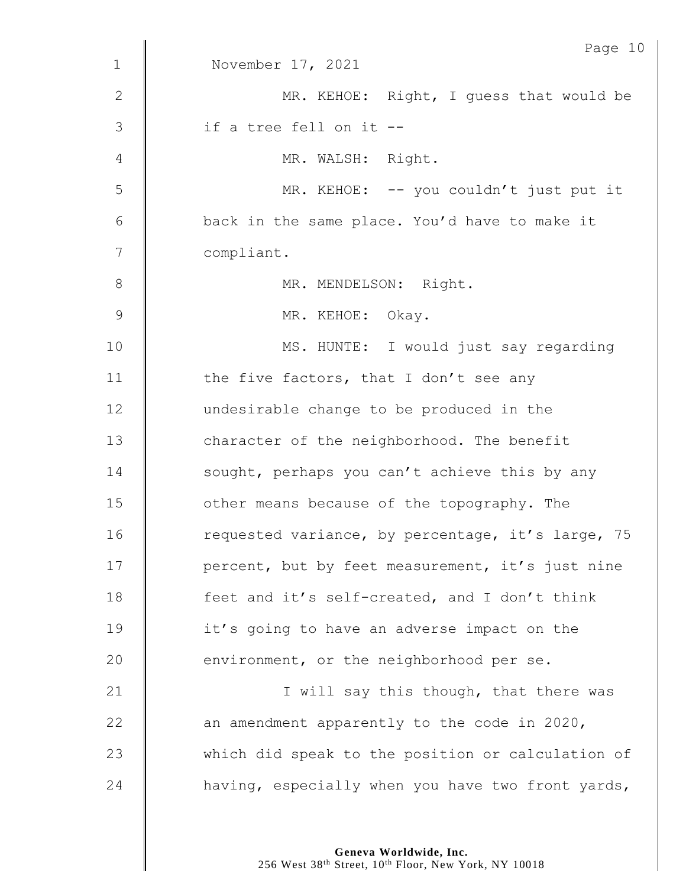November 17, 2021

MR. KEHOE: Right, I guess that would be if a tree fell on it --

MR. WALSH: Right.

MR. KEHOE: -- you couldn't just put it back in the same place. You'd have to make it compliant.

MR. MENDELSON: Right.

MR. KEHOE: Okay.

MS. HUNTE: I would just say regarding the five factors, that I don't see any undesirable change to be produced in the character of the neighborhood. The benefit sought, perhaps you can't achieve this by any other means because of the topography. The requested variance, by percentage, it's large, 75 percent, but by feet measurement, it's just nine feet and it's self-created, and I don't think it's going to have an adverse impact on the environment, or the neighborhood per se.

I will say this though, that there was an amendment apparently to the code in 2020, which did speak to the position or calculation of having, especially when you have two front yards,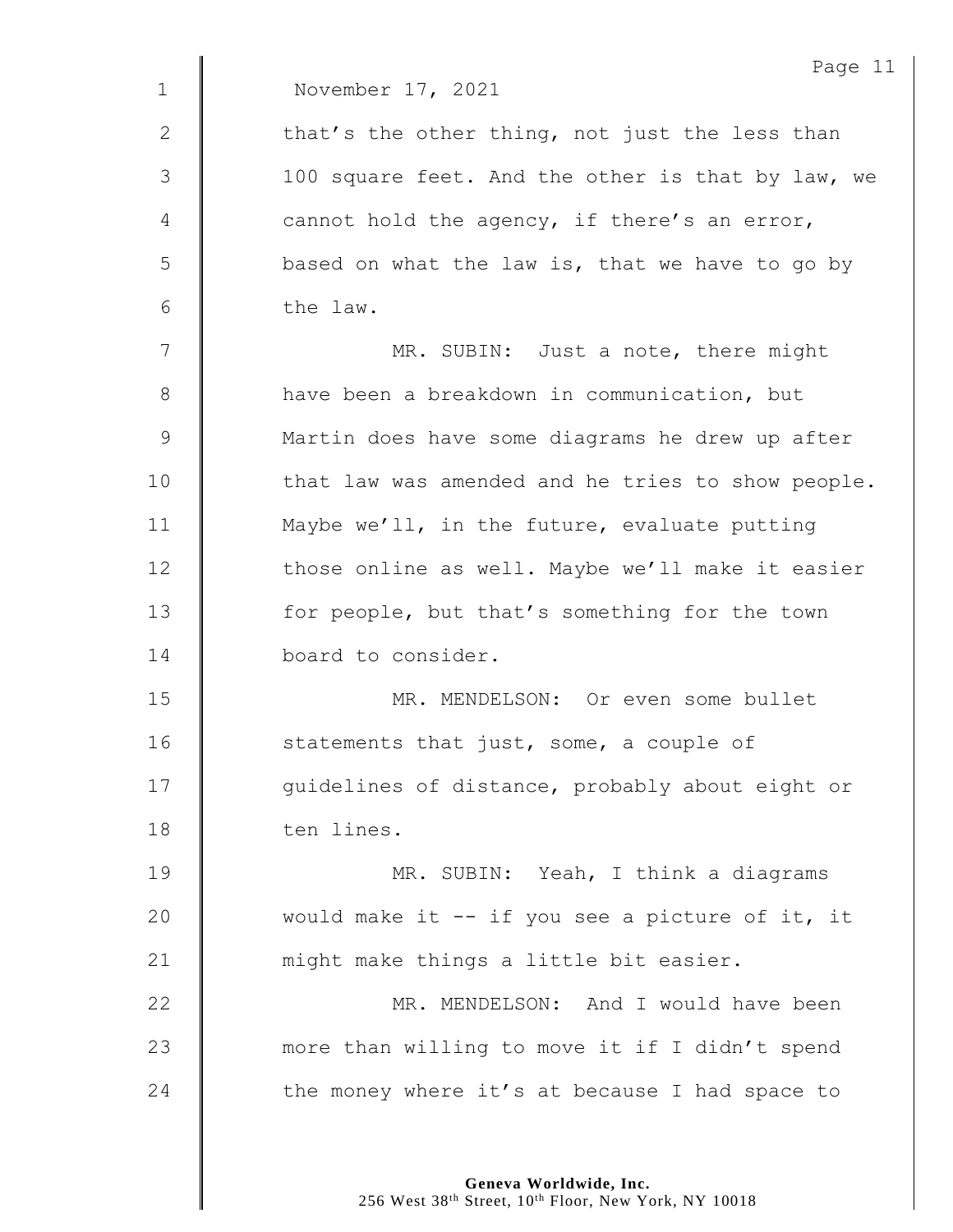November 17, 2021

that's the other thing, not just the less than 100 square feet. And the other is that by law, we cannot hold the agency, if there's an error, based on what the law is, that we have to go by the law.

MR. SUBIN: Just a note, there might have been a breakdown in communication, but Martin does have some diagrams he drew up after that law was amended and he tries to show people. Maybe we'll, in the future, evaluate putting those online as well. Maybe we'll make it easier for people, but that's something for the town board to consider.

MR. MENDELSON: Or even some bullet statements that just, some, a couple of guidelines of distance, probably about eight or ten lines.

MR. SUBIN: Yeah, I think a diagrams would make it -- if you see a picture of it, it might make things a little bit easier.

MR. MENDELSON: And I would have been more than willing to move it if I didn't spend the money where it's at because I had space to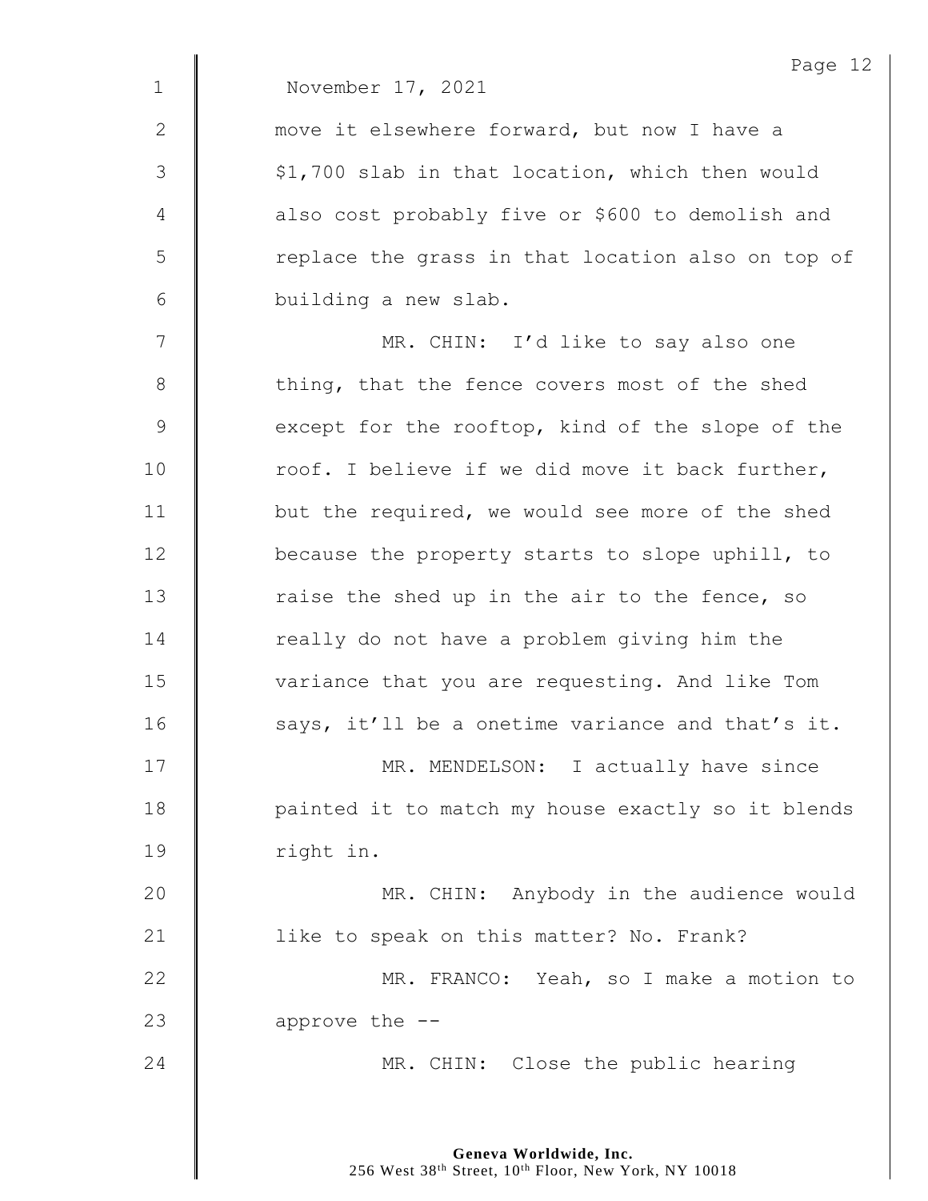November 17, 2021

move it elsewhere forward, but now I have a $1,700 slab in that location, which then would also cost probably five or $600 to demolish and replace the grass in that location also on top of building a new slab.

MR. CHIN: I'd like to say also one thing, that the fence covers most of the shed except for the rooftop, kind of the slope of the roof. I believe if we did move it back further, but the required, we would see more of the shed because the property starts to slope uphill, to raise the shed up in the air to the fence, so really do not have a problem giving him the variance that you are requesting. And like Tom says, it'll be a onetime variance and that's it.

MR. MENDELSON: I actually have since painted it to match my house exactly so it blends right in.

MR. CHIN: Anybody in the audience would like to speak on this matter? No. Frank?

MR. FRANCO: Yeah, so I make a motion to approve the --

MR. CHIN: Close the public hearing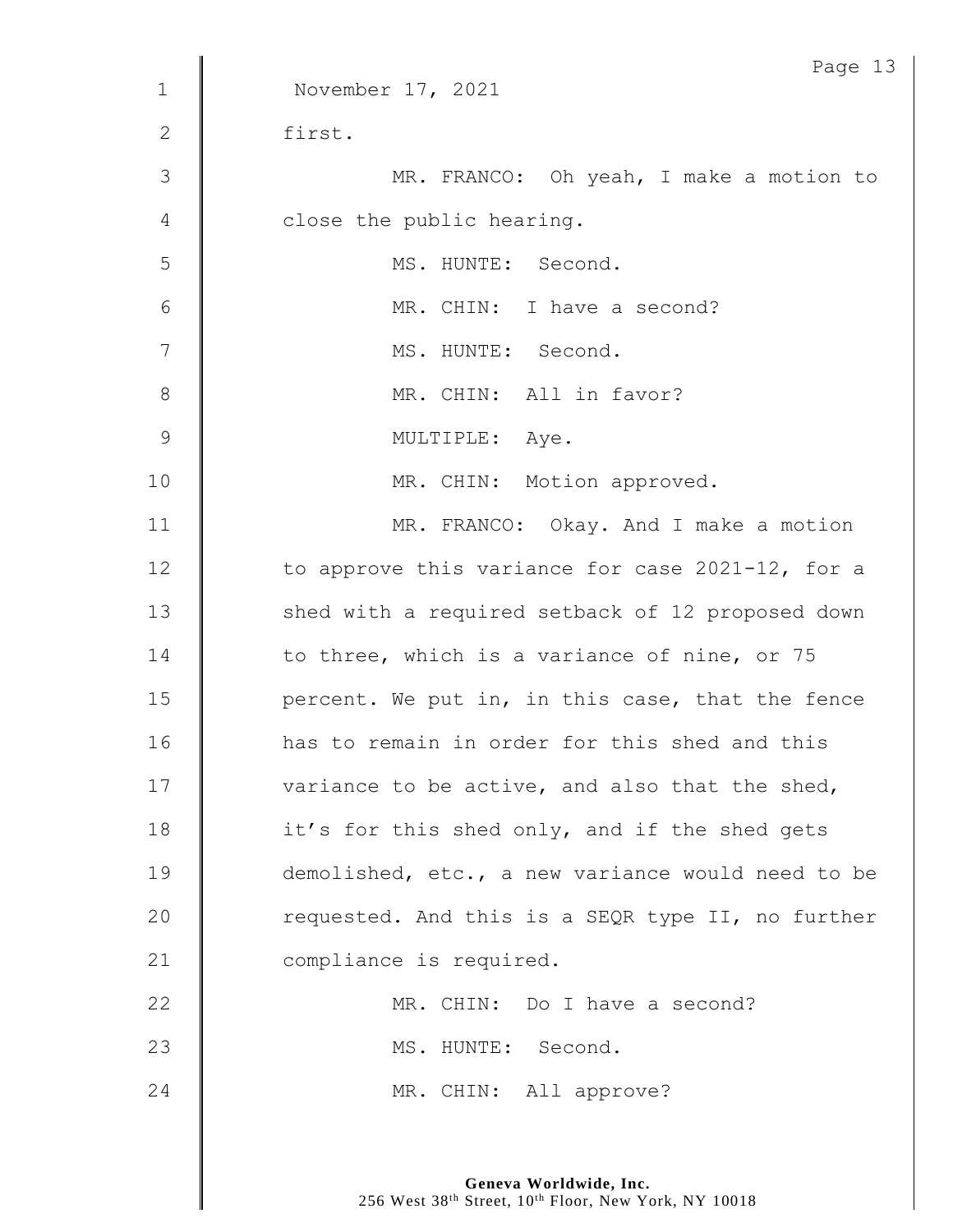November 17, 2021

first.

MR. FRANCO: Oh yeah, I make a motion to close the public hearing.

MS. HUNTE: Second.

MR. CHIN: I have a second?

MS. HUNTE: Second.

MR. CHIN: All in favor?

MULTIPLE: Aye.

MR. CHIN: Motion approved.

MR. FRANCO: Okay. And I make a motion to approve this variance for case 2021-12, for a shed with a required setback of 12 proposed down to three, which is a variance of nine, or 75 percent. We put in, in this case, that the fence has to remain in order for this shed and this variance to be active, and also that the shed, it's for this shed only, and if the shed gets demolished, etc., a new variance would need to be requested. And this is a SEQR type II, no further compliance is required.

MR. CHIN: Do I have a second?

MS. HUNTE: Second.

MR. CHIN: All approve?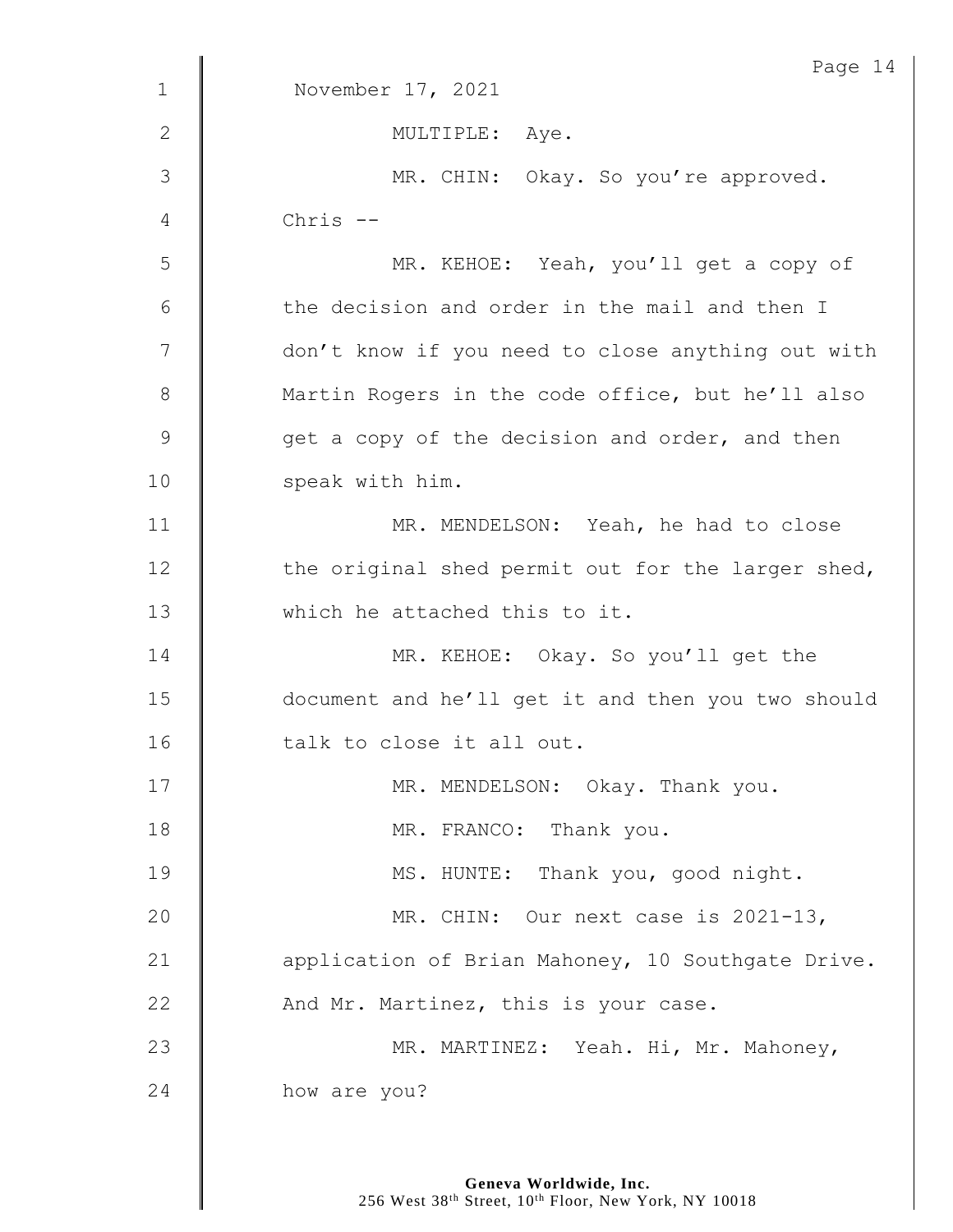November 17, 2021

MULTIPLE: Aye.

MR. CHIN: Okay. So you're approved. Chris --

MR. KEHOE: Yeah, you'll get a copy of the decision and order in the mail and then I don't know if you need to close anything out with Martin Rogers in the code office, but he'll also get a copy of the decision and order, and then speak with him.

MR. MENDELSON: Yeah, he had to close the original shed permit out for the larger shed, which he attached this to it.

MR. KEHOE: Okay. So you'll get the document and he'll get it and then you two should talk to close it all out.

MR. MENDELSON: Okay. Thank you.

MR. FRANCO: Thank you.

MS. HUNTE: Thank you, good night.

MR. CHIN: Our next case is 2021-13, application of Brian Mahoney, 10 Southgate Drive. And Mr. Martinez, this is your case.

MR. MARTINEZ: Yeah. Hi, Mr. Mahoney, how are you?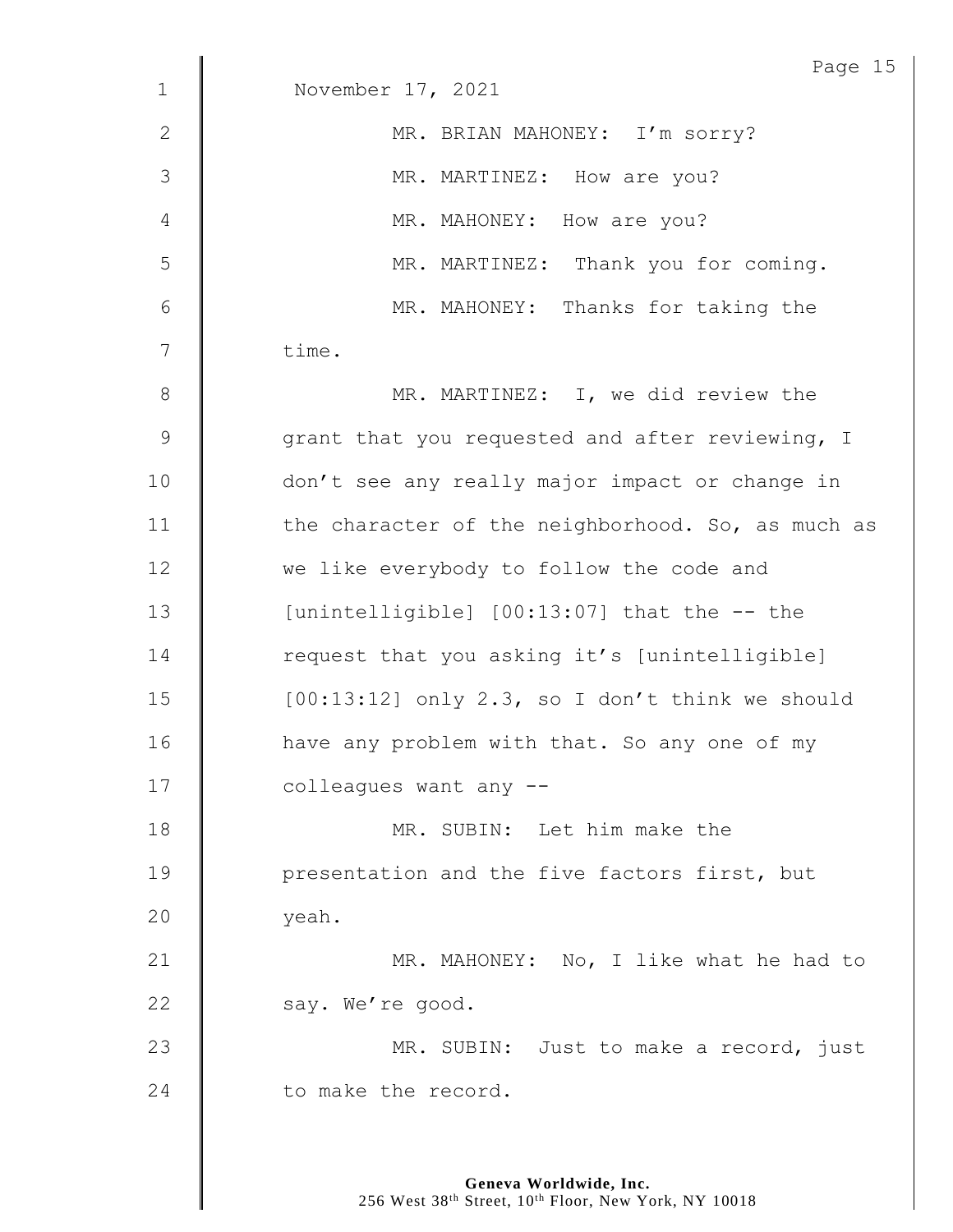November 17, 2021

MR. BRIAN MAHONEY: I'm sorry?

MR. MARTINEZ: How are you?

MR. MAHONEY: How are you?

MR. MARTINEZ: Thank you for coming.

MR. MAHONEY: Thanks for taking the time.

MR. MARTINEZ: I, we did review the grant that you requested and after reviewing, I don't see any really major impact or change in the character of the neighborhood. So, as much as we like everybody to follow the code and [unintelligible] [00:13:07] that the -- the request that you asking it's [unintelligible] [00:13:12] only 2.3, so I don't think we should have any problem with that. So any one of my colleagues want any --

MR. SUBIN: Let him make the presentation and the five factors first, but yeah.

MR. MAHONEY: No, I like what he had to say. We're good.

MR. SUBIN: Just to make a record, just to make the record.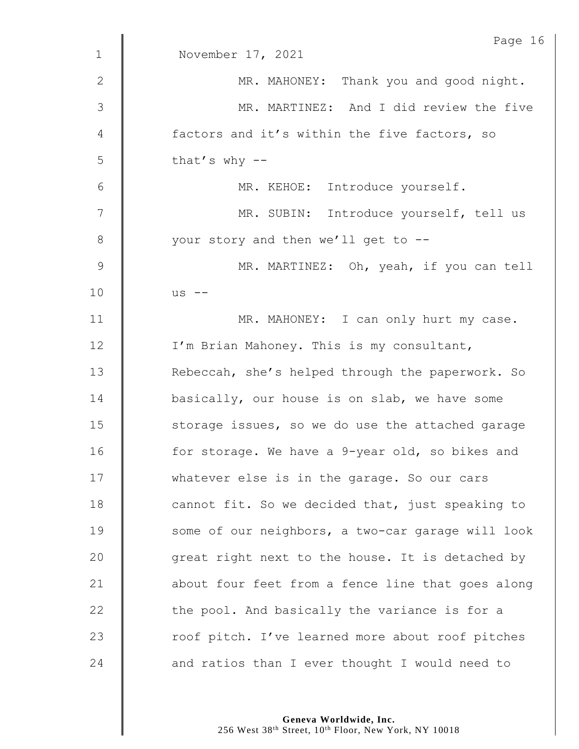November 17, 2021

MR. MAHONEY: Thank you and good night.

MR. MARTINEZ: And I did review the five factors and it's within the five factors, so that's why --

MR. KEHOE: Introduce yourself.

MR. SUBIN: Introduce yourself, tell us your story and then we'll get to --

MR. MARTINEZ: Oh, yeah, if you can tell us --

MR. MAHONEY: I can only hurt my case. I'm Brian Mahoney. This is my consultant, Rebeccah, she's helped through the paperwork. So basically, our house is on slab, we have some storage issues, so we do use the attached garage for storage. We have a 9-year old, so bikes and whatever else is in the garage. So our cars cannot fit. So we decided that, just speaking to some of our neighbors, a two-car garage will look great right next to the house. It is detached by about four feet from a fence line that goes along the pool. And basically the variance is for a roof pitch. I've learned more about roof pitches and ratios than I ever thought I would need to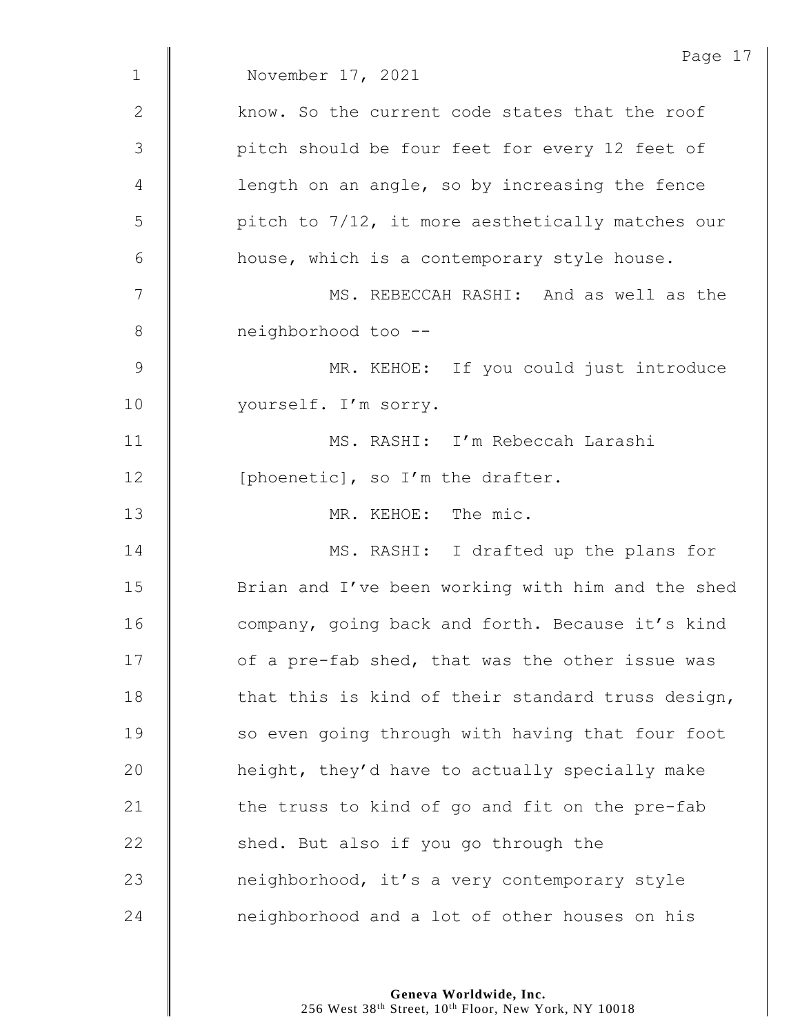November 17, 2021

know. So the current code states that the roof pitch should be four feet for every 12 feet of length on an angle, so by increasing the fence pitch to 7/12, it more aesthetically matches our house, which is a contemporary style house.

MS. REBECCAH RASHI: And as well as the neighborhood too --

MR. KEHOE: If you could just introduce yourself. I'm sorry.

MS. RASHI: I'm Rebeccah Larashi [phoenetic], so I'm the drafter.

MR. KEHOE: The mic.

MS. RASHI: I drafted up the plans for Brian and I've been working with him and the shed company, going back and forth. Because it's kind of a pre-fab shed, that was the other issue was that this is kind of their standard truss design, so even going through with having that four foot height, they'd have to actually specially make the truss to kind of go and fit on the pre-fab shed. But also if you go through the neighborhood, it's a very contemporary style neighborhood and a lot of other houses on his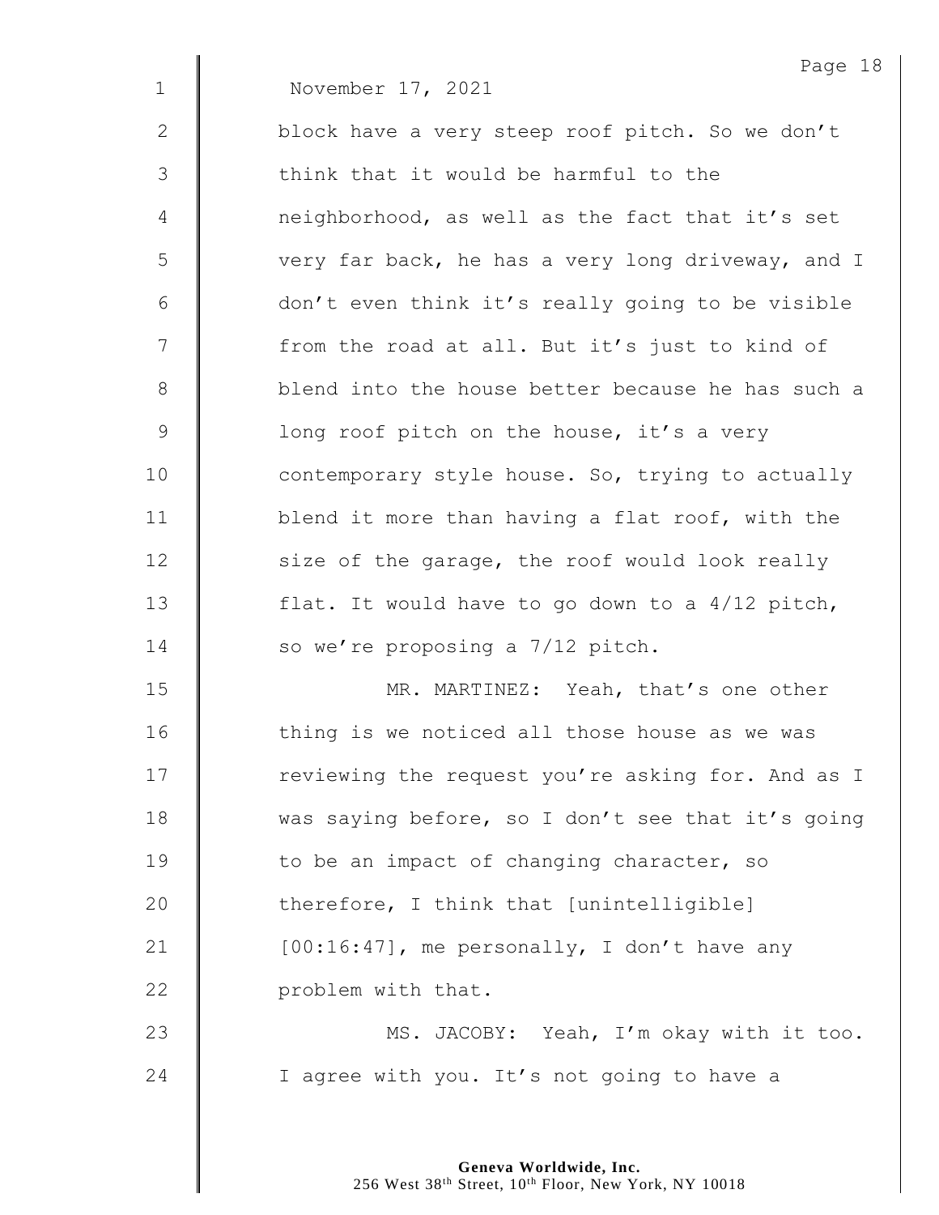November 17, 2021

block have a very steep roof pitch. So we don't think that it would be harmful to the neighborhood, as well as the fact that it's set very far back, he has a very long driveway, and I don't even think it's really going to be visible from the road at all. But it's just to kind of blend into the house better because he has such a long roof pitch on the house, it's a very contemporary style house. So, trying to actually blend it more than having a flat roof, with the size of the garage, the roof would look really flat. It would have to go down to a 4/12 pitch, so we're proposing a 7/12 pitch.

MR. MARTINEZ: Yeah, that's one other thing is we noticed all those house as we was reviewing the request you're asking for. And as I was saying before, so I don't see that it's going to be an impact of changing character, so therefore, I think that [unintelligible] [00:16:47], me personally, I don't have any problem with that.

MS. JACOBY: Yeah, I'm okay with it too. I agree with you. It's not going to have a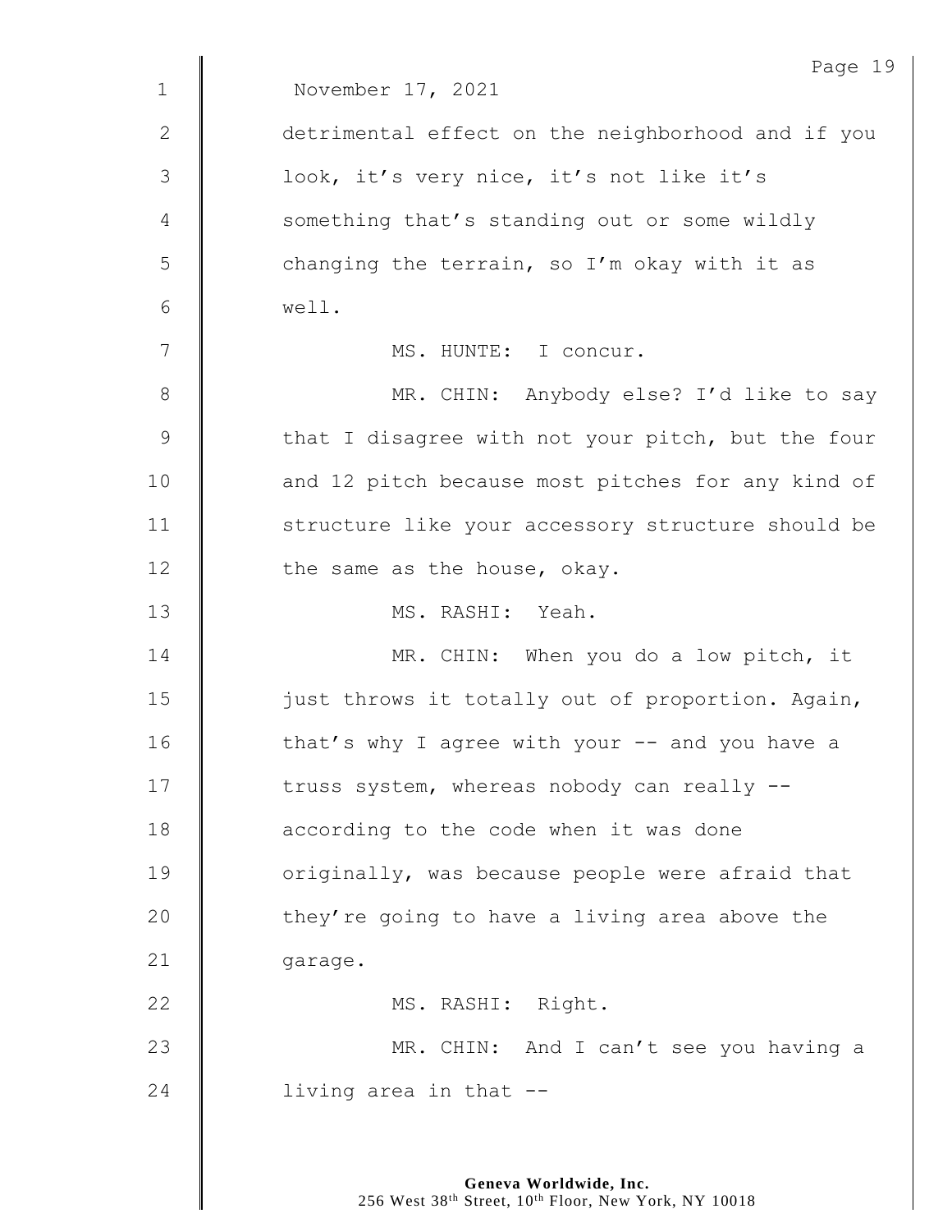November 17, 2021

detrimental effect on the neighborhood and if you look, it's very nice, it's not like it's something that's standing out or some wildly changing the terrain, so I'm okay with it as well.

MS. HUNTE: I concur.

MR. CHIN: Anybody else? I'd like to say that I disagree with not your pitch, but the four and 12 pitch because most pitches for any kind of structure like your accessory structure should be the same as the house, okay.

MS. RASHI: Yeah.

MR. CHIN: When you do a low pitch, it just throws it totally out of proportion. Again, that's why I agree with your -- and you have a truss system, whereas nobody can really -- according to the code when it was done originally, was because people were afraid that they're going to have a living area above the garage.

MS. RASHI: Right.

MR. CHIN: And I can't see you having a living area in that --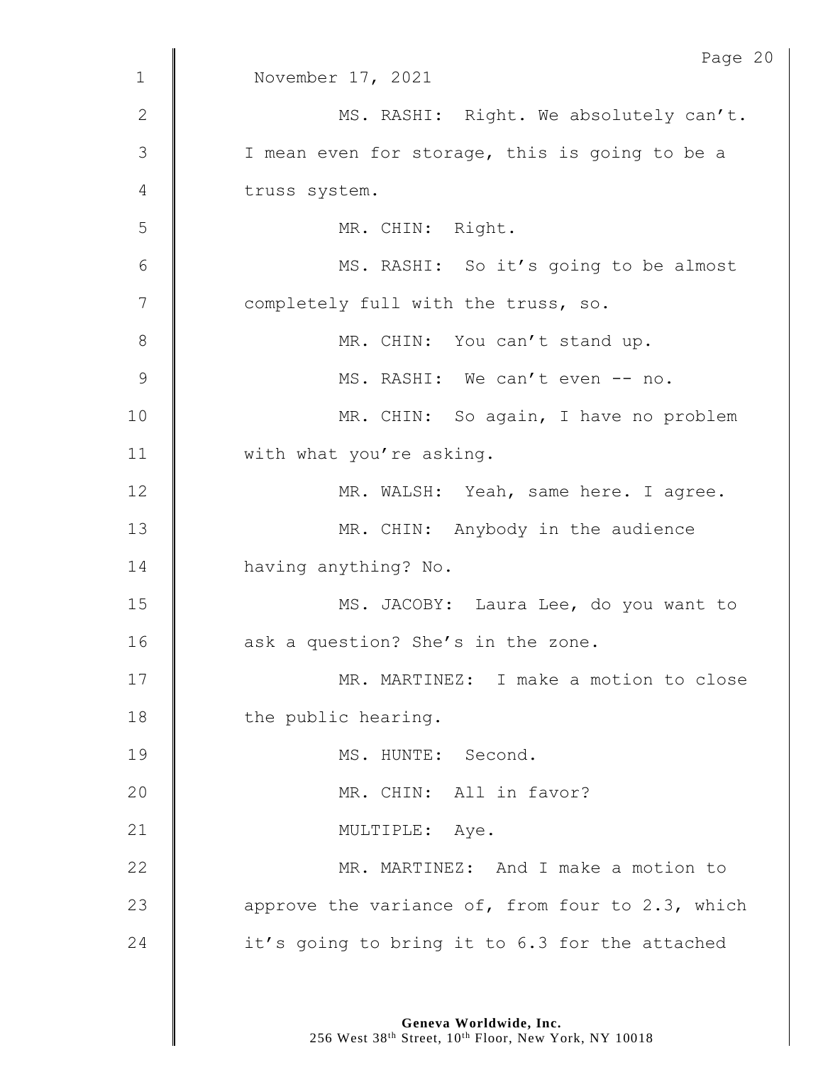November 17, 2021

MS. RASHI: Right. We absolutely can't. I mean even for storage, this is going to be a truss system.

MR. CHIN: Right.

MS. RASHI: So it's going to be almost completely full with the truss, so.

MR. CHIN: You can't stand up.

MS. RASHI: We can't even -- no.

MR. CHIN: So again, I have no problem with what you're asking.

MR. WALSH: Yeah, same here. I agree.

MR. CHIN: Anybody in the audience having anything? No.

MS. JACOBY: Laura Lee, do you want to ask a question? She's in the zone.

MR. MARTINEZ: I make a motion to close the public hearing.

MS. HUNTE: Second.

MR. CHIN: All in favor?

MULTIPLE: Aye.

MR. MARTINEZ: And I make a motion to approve the variance of, from four to 2.3, which it's going to bring it to 6.3 for the attached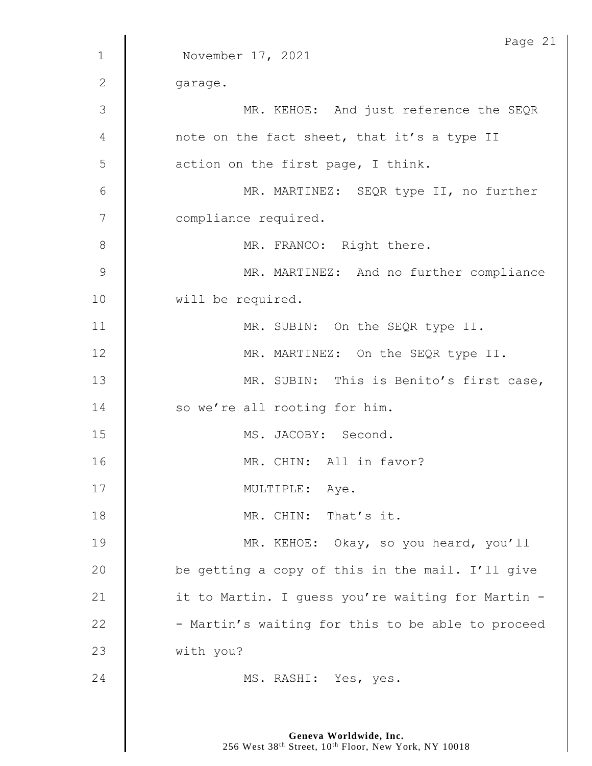November 17, 2021

garage.

MR. KEHOE: And just reference the SEQR note on the fact sheet, that it's a type II action on the first page, I think.

MR. MARTINEZ: SEQR type II, no further compliance required.

MR. FRANCO: Right there.

MR. MARTINEZ: And no further compliance will be required.

MR. SUBIN: On the SEQR type II.

MR. MARTINEZ: On the SEQR type II.

MR. SUBIN: This is Benito's first case, so we're all rooting for him.

MS. JACOBY: Second.

MR. CHIN: All in favor?

MULTIPLE: Aye.

MR. CHIN: That's it.

MR. KEHOE: Okay, so you heard, you'll be getting a copy of this in the mail. I'll give it to Martin. I guess you're waiting for Martin -- Martin's waiting for this to be able to proceed with you?

MS. RASHI: Yes, yes.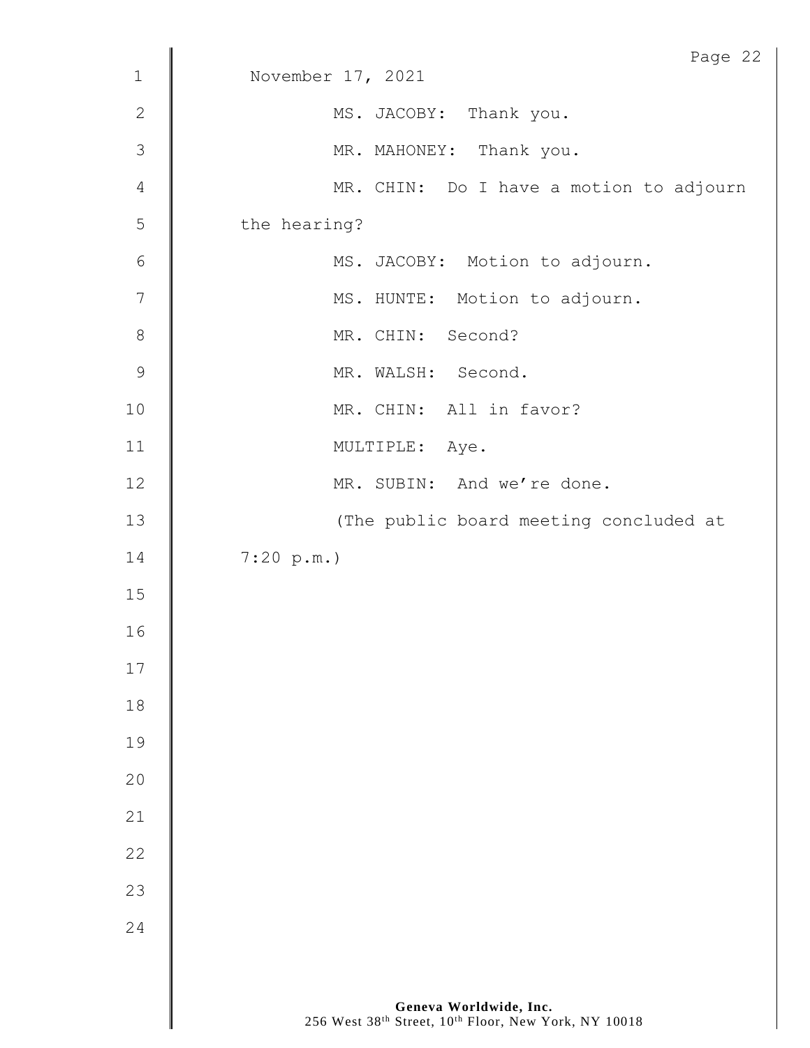November 17, 2021

MS. JACOBY: Thank you.

MR. MAHONEY: Thank you.

MR. CHIN: Do I have a motion to adjourn the hearing?

MS. JACOBY: Motion to adjourn.

MS. HUNTE: Motion to adjourn.

MR. CHIN: Second?

MR. WALSH: Second.

MR. CHIN: All in favor?

MULTIPLE: Aye.

MR. SUBIN: And we're done.

(The public board meeting concluded at 7:20 p.m.)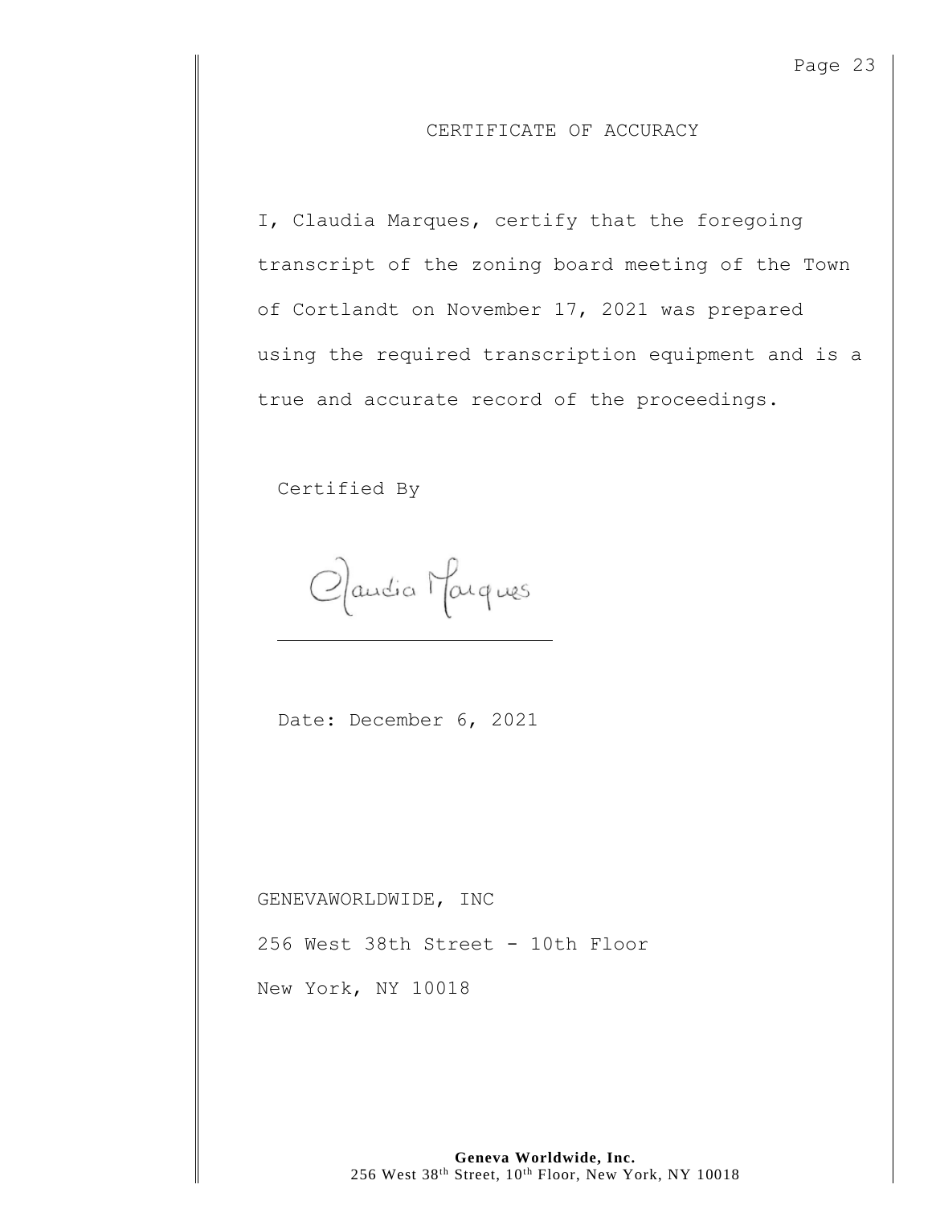CERTIFICATE OF ACCURACY

I, Claudia Marques, certify that the foregoing transcript of the zoning board meeting of the Town of Cortlandt on November 17, 2021 was prepared using the required transcription equipment and is a true and accurate record of the proceedings.

Certified By

Claudia Marques

\_\_\_\_\_\_\_\_\_\_\_\_\_\_\_\_\_\_\_\_\_\_\_\_\_\_

Date: December 6, 2021

GENEVAWORLDWIDE, INC

256 West 38th Street - 10th Floor

New York, NY 10018